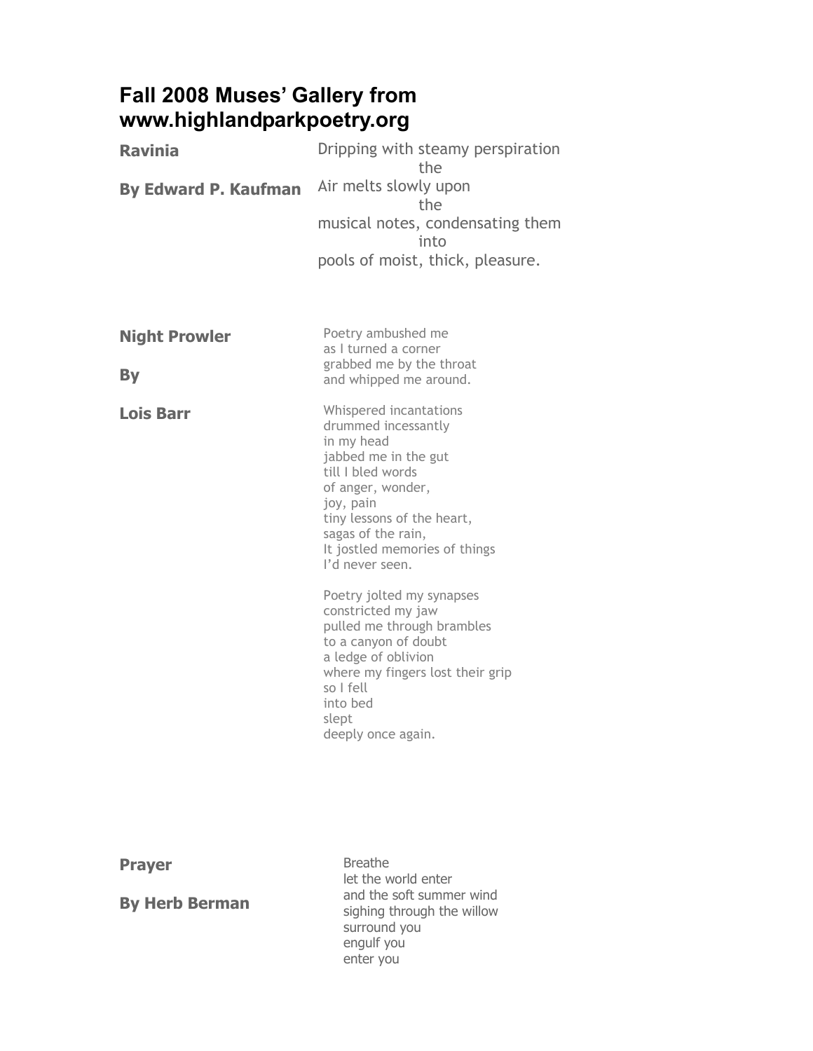# Fall 2008 Muses' Gallery from www.highlandparkpoetry.org

## Ravinia

**By Edward P. Kaufman**

Dripping with steamy perspiration  
the  
Air melts slowly upon  
the  
musical notes, condensating them  
into  
pools of moist, thick, pleasure.

## Night Prowler

**By**

**Lois Barr**

Poetry ambushed me  
as I turned a corner  
grabbed me by the throat  
and whipped me around.

Whispered incantations  
drummed incessantly  
in my head  
jabbed me in the gut  
till I bled words  
of anger, wonder,  
joy, pain  
tiny lessons of the heart,  
sagas of the rain,  
It jostled memories of things  
I'd never seen.

Poetry jolted my synapses  
constricted my jaw  
pulled me through brambles  
to a canyon of doubt  
a ledge of oblivion  
where my fingers lost their grip  
so I fell  
into bed  
slept  
deeply once again.

## Prayer

**By Herb Berman**

Breathe  
let the world enter  
and the soft summer wind  
sighing through the willow  
surround you  
engulf you  
enter you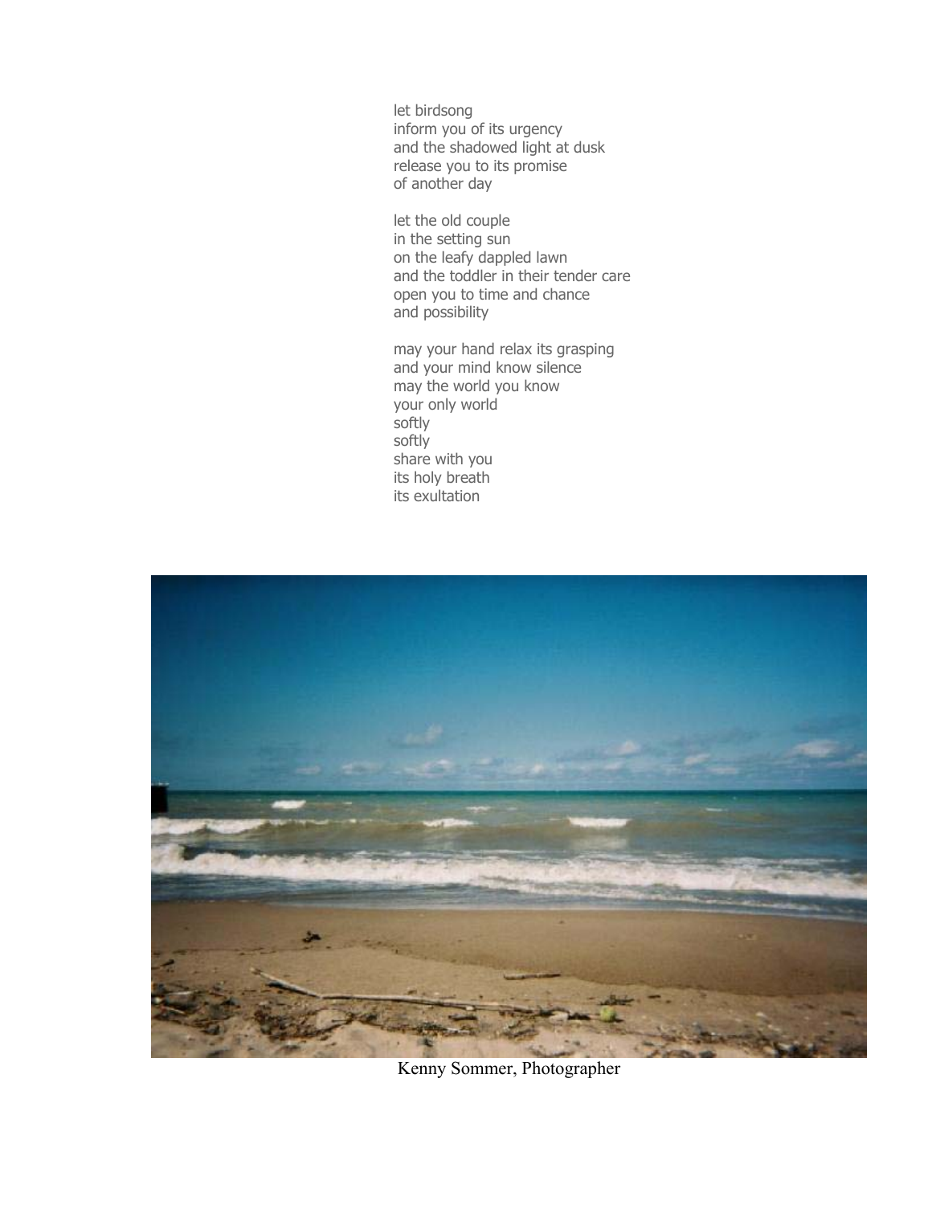let birdsong
inform you of its urgency
and the shadowed light at dusk
release you to its promise
of another day

let the old couple
in the setting sun
on the leafy dappled lawn
and the toddler in their tender care
open you to time and chance
and possibility

may your hand relax its grasping
and your mind know silence
may the world you know
your only world
softly
softly
share with you
its holy breath
its exultation

Kenny Sommer, Photographer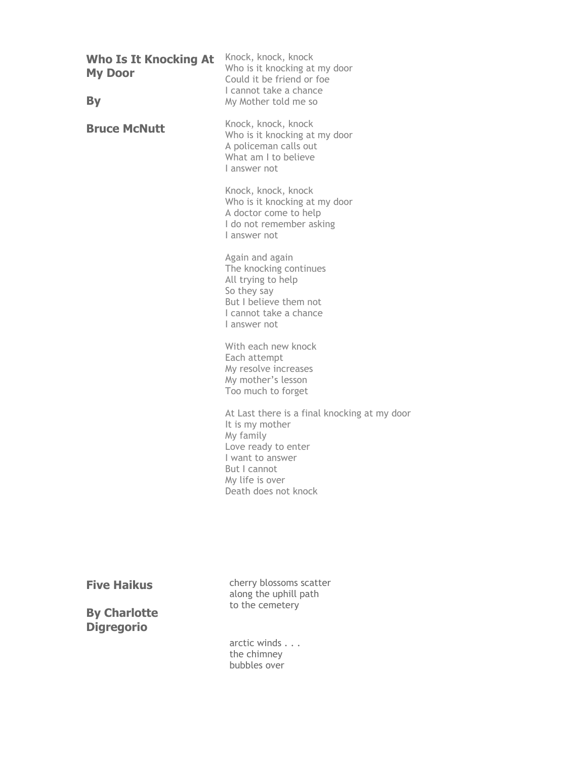## Who Is It Knocking At My Door

**By**

**Bruce McNutt**

Knock, knock, knock  
Who is it knocking at my door  
Could it be friend or foe  
I cannot take a chance  
My Mother told me so

Knock, knock, knock  
Who is it knocking at my door  
A policeman calls out  
What am I to believe  
I answer not

Knock, knock, knock  
Who is it knocking at my door  
A doctor come to help  
I do not remember asking  
I answer not

Again and again  
The knocking continues  
All trying to help  
So they say  
But I believe them not  
I cannot take a chance  
I answer not

With each new knock  
Each attempt  
My resolve increases  
My mother's lesson  
Too much to forget

At Last there is a final knocking at my door  
It is my mother  
My family  
Love ready to enter  
I want to answer  
But I cannot  
My life is over  
Death does not knock

## Five Haikus

**By Charlotte Digregorio**

cherry blossoms scatter  
along the uphill path  
to the cemetery

arctic winds . . .  
the chimney  
bubbles over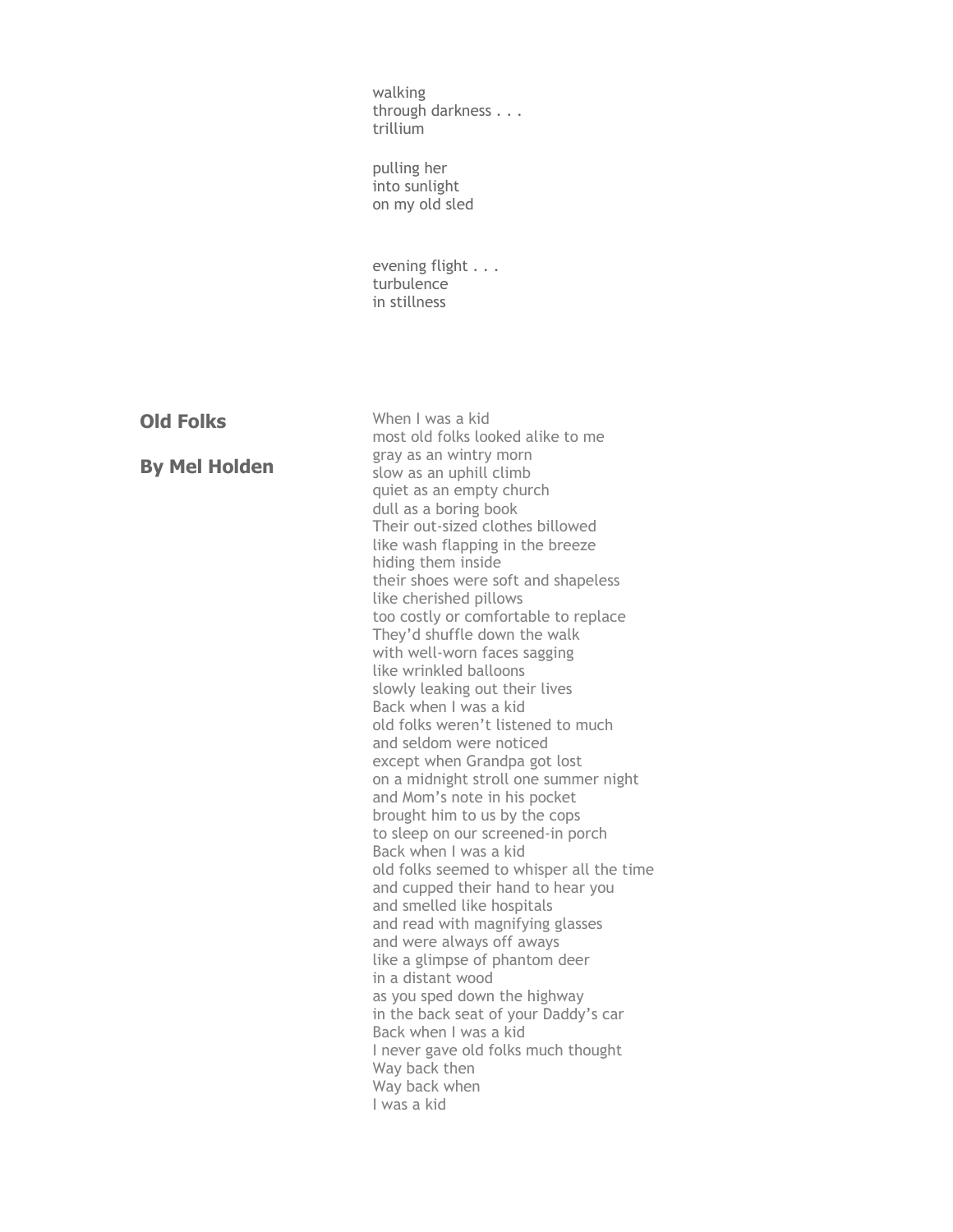walking
through darkness . . .
trillium

pulling her
into sunlight
on my old sled

evening flight . . .
turbulence
in stillness

## Old Folks

**By Mel Holden**

When I was a kid
most old folks looked alike to me
gray as an wintry morn
slow as an uphill climb
quiet as an empty church
dull as a boring book
Their out-sized clothes billowed
like wash flapping in the breeze
hiding them inside
their shoes were soft and shapeless
like cherished pillows
too costly or comfortable to replace
They'd shuffle down the walk
with well-worn faces sagging
like wrinkled balloons
slowly leaking out their lives
Back when I was a kid
old folks weren't listened to much
and seldom were noticed
except when Grandpa got lost
on a midnight stroll one summer night
and Mom's note in his pocket
brought him to us by the cops
to sleep on our screened-in porch
Back when I was a kid
old folks seemed to whisper all the time
and cupped their hand to hear you
and smelled like hospitals
and read with magnifying glasses
and were always off aways
like a glimpse of phantom deer
in a distant wood
as you sped down the highway
in the back seat of your Daddy's car
Back when I was a kid
I never gave old folks much thought
Way back then
Way back when
I was a kid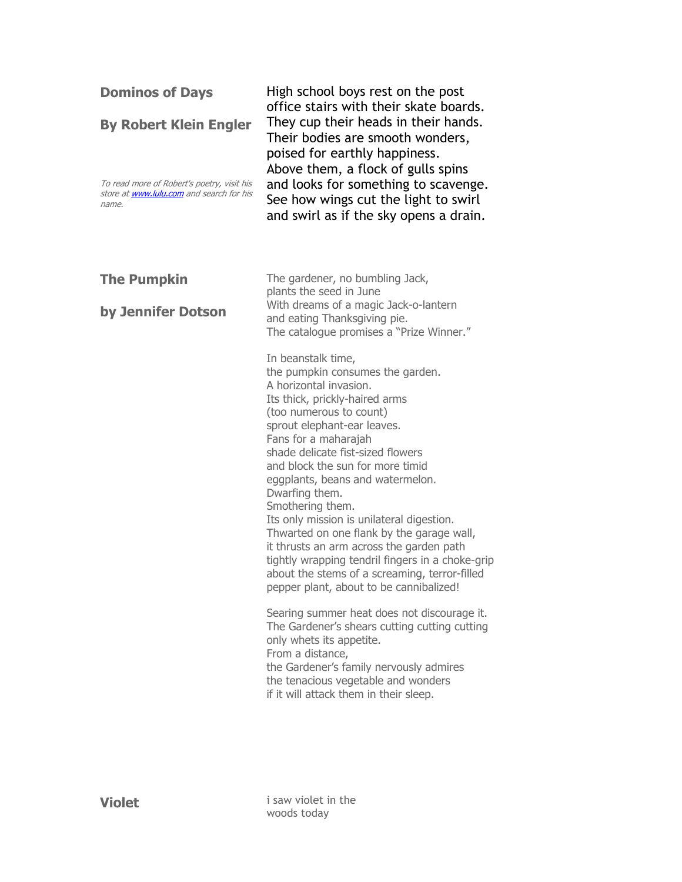## Dominos of Days

## By Robert Klein Engler

*To read more of Robert's poetry, visit his store at [www.lulu.com](http://www.lulu.com) and search for his name.*

High school boys rest on the post
office stairs with their skate boards.
They cup their heads in their hands.
Their bodies are smooth wonders,
poised for earthly happiness.
Above them, a flock of gulls spins
and looks for something to scavenge.
See how wings cut the light to swirl
and swirl as if the sky opens a drain.

## The Pumpkin

## by Jennifer Dotson

The gardener, no bumbling Jack,
plants the seed in June
With dreams of a magic Jack-o-lantern
and eating Thanksgiving pie.
The catalogue promises a "Prize Winner."

In beanstalk time,
the pumpkin consumes the garden.
A horizontal invasion.
Its thick, prickly-haired arms
(too numerous to count)
sprout elephant-ear leaves.
Fans for a maharajah
shade delicate fist-sized flowers
and block the sun for more timid
eggplants, beans and watermelon.
Dwarfing them.
Smothering them.
Its only mission is unilateral digestion.
Thwarted on one flank by the garage wall,
it thrusts an arm across the garden path
tightly wrapping tendril fingers in a choke-grip
about the stems of a screaming, terror-filled
pepper plant, about to be cannibalized!

Searing summer heat does not discourage it.
The Gardener's shears cutting cutting cutting
only whets its appetite.
From a distance,
the Gardener's family nervously admires
the tenacious vegetable and wonders
if it will attack them in their sleep.

## Violet

i saw violet in the
woods today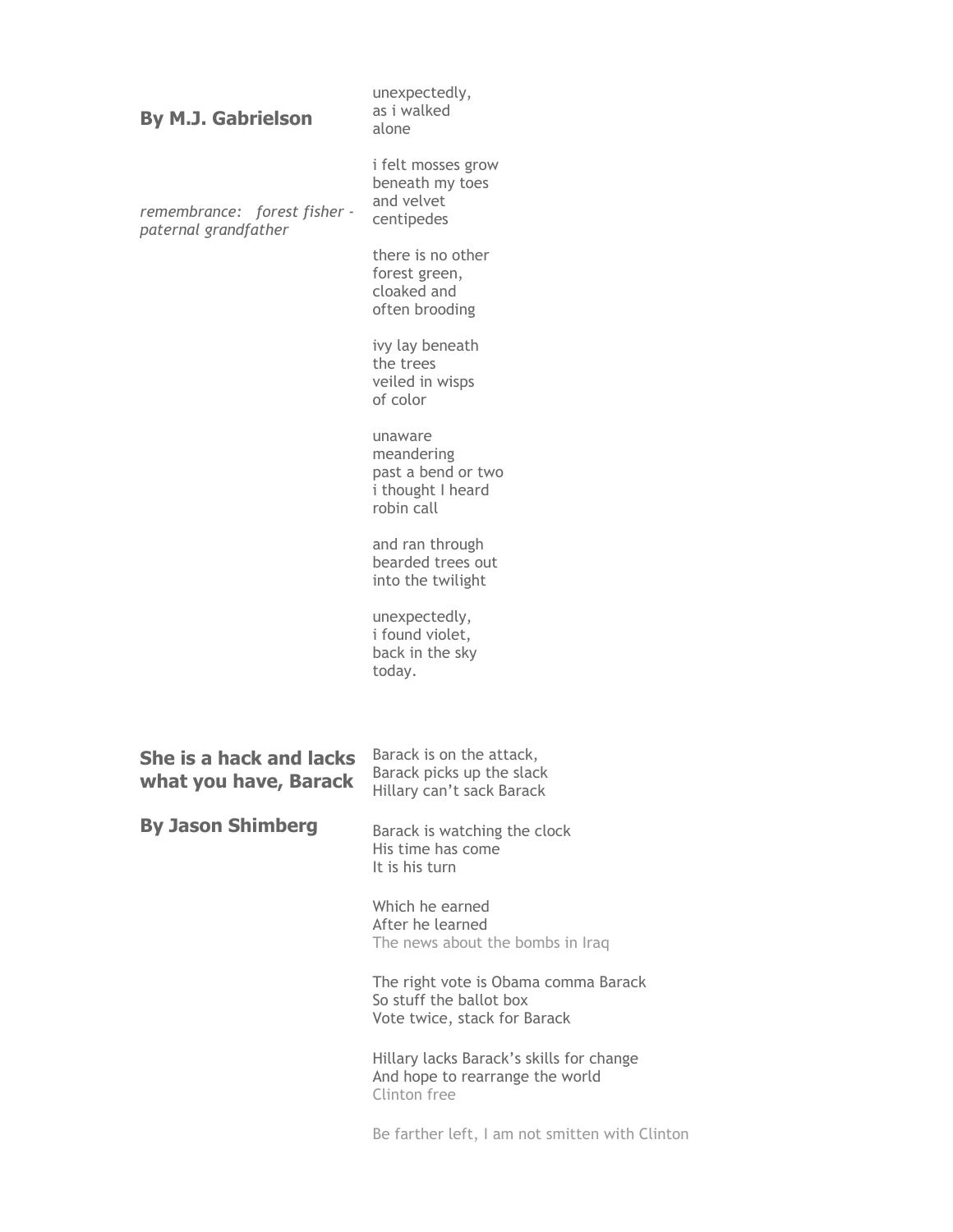**By M.J. Gabrielson**

*remembrance: forest fisher - paternal grandfather*

unexpectedly,
as i walked
alone

i felt mosses grow
beneath my toes
and velvet
centipedes

there is no other
forest green,
cloaked and
often brooding

ivy lay beneath
the trees
veiled in wisps
of color

unaware
meandering
past a bend or two
i thought I heard
robin call

and ran through
bearded trees out
into the twilight

unexpectedly,
i found violet,
back in the sky
today.

## She is a hack and lacks what you have, Barack

**By Jason Shimberg**

Barack is on the attack,
Barack picks up the slack
Hillary can't sack Barack

Barack is watching the clock
His time has come
It is his turn

Which he earned
After he learned
The news about the bombs in Iraq

The right vote is Obama comma Barack
So stuff the ballot box
Vote twice, stack for Barack

Hillary lacks Barack's skills for change
And hope to rearrange the world
Clinton free

Be farther left, I am not smitten with Clinton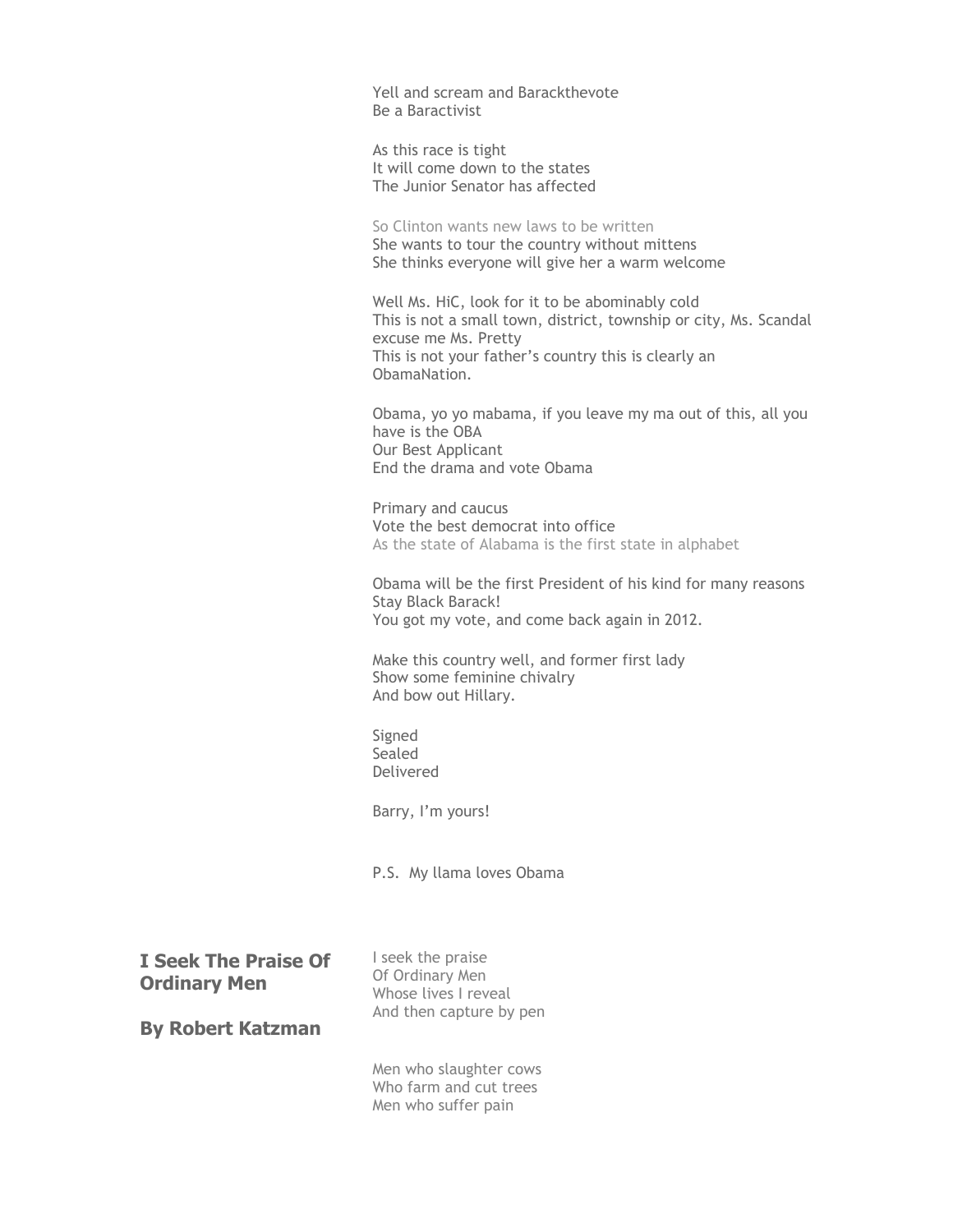Yell and scream and Barackthevote
Be a Baractivist

As this race is tight
It will come down to the states
The Junior Senator has affected

So Clinton wants new laws to be written
She wants to tour the country without mittens
She thinks everyone will give her a warm welcome

Well Ms. HiC, look for it to be abominably cold
This is not a small town, district, township or city, Ms. Scandal excuse me Ms. Pretty
This is not your father's country this is clearly an ObamaNation.

Obama, yo yo mabama, if you leave my ma out of this, all you have is the OBA
Our Best Applicant
End the drama and vote Obama

Primary and caucus
Vote the best democrat into office
As the state of Alabama is the first state in alphabet

Obama will be the first President of his kind for many reasons
Stay Black Barack!
You got my vote, and come back again in 2012.

Make this country well, and former first lady
Show some feminine chivalry
And bow out Hillary.

Signed
Sealed
Delivered

Barry, I'm yours!

P.S. My llama loves Obama

## I Seek The Praise Of Ordinary Men

**By Robert Katzman**

I seek the praise
Of Ordinary Men
Whose lives I reveal
And then capture by pen

Men who slaughter cows
Who farm and cut trees
Men who suffer pain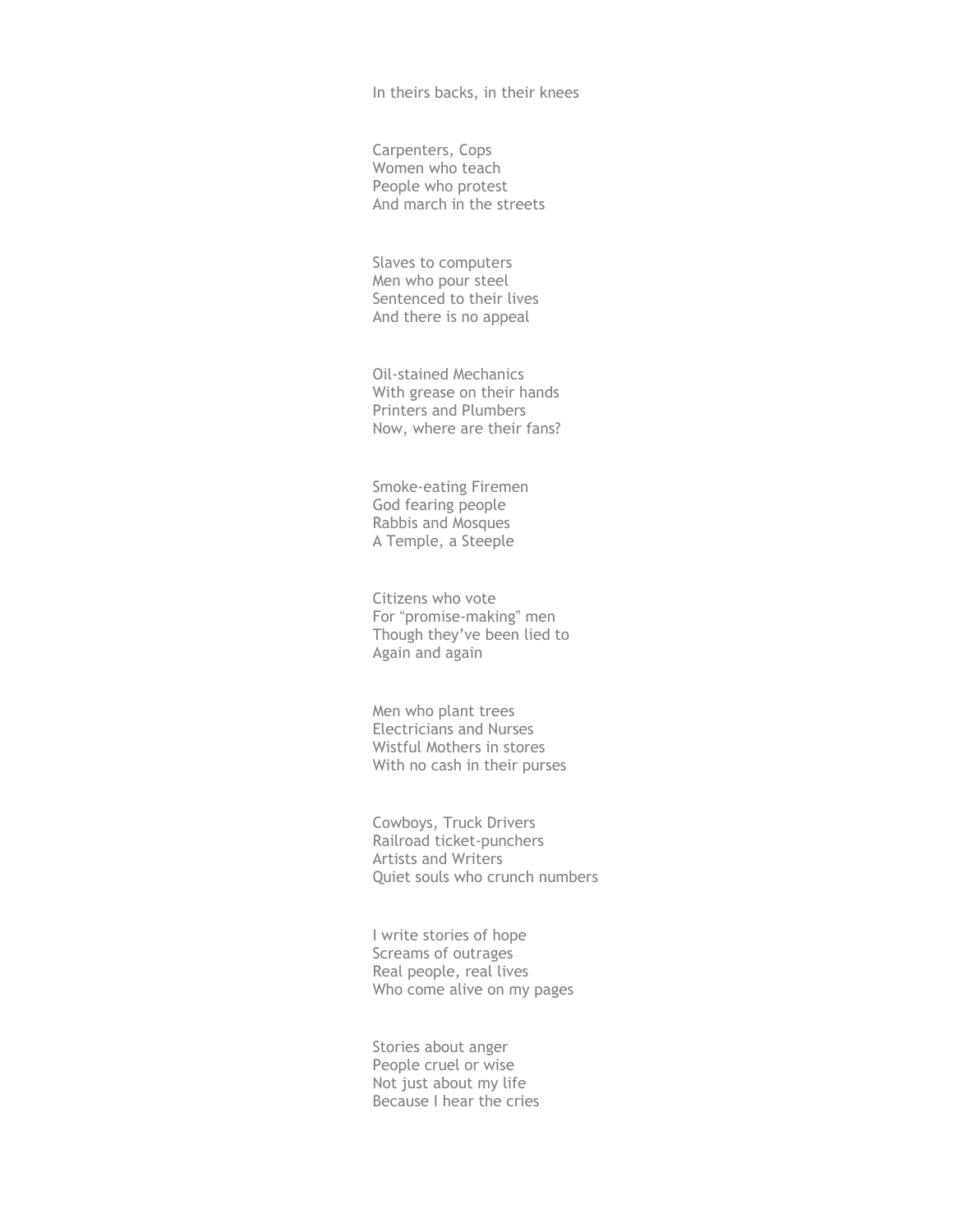In theirs backs, in their knees

Carpenters, Cops  
Women who teach  
People who protest  
And march in the streets

Slaves to computers  
Men who pour steel  
Sentenced to their lives  
And there is no appeal

Oil-stained Mechanics  
With grease on their hands  
Printers and Plumbers  
Now, where are their fans?

Smoke-eating Firemen  
God fearing people  
Rabbis and Mosques  
A Temple, a Steeple

Citizens who vote  
For “promise-making” men  
Though they’ve been lied to  
Again and again

Men who plant trees  
Electricians and Nurses  
Wistful Mothers in stores  
With no cash in their purses

Cowboys, Truck Drivers  
Railroad ticket-punchers  
Artists and Writers  
Quiet souls who crunch numbers

I write stories of hope  
Screams of outrages  
Real people, real lives  
Who come alive on my pages

Stories about anger  
People cruel or wise  
Not just about my life  
Because I hear the cries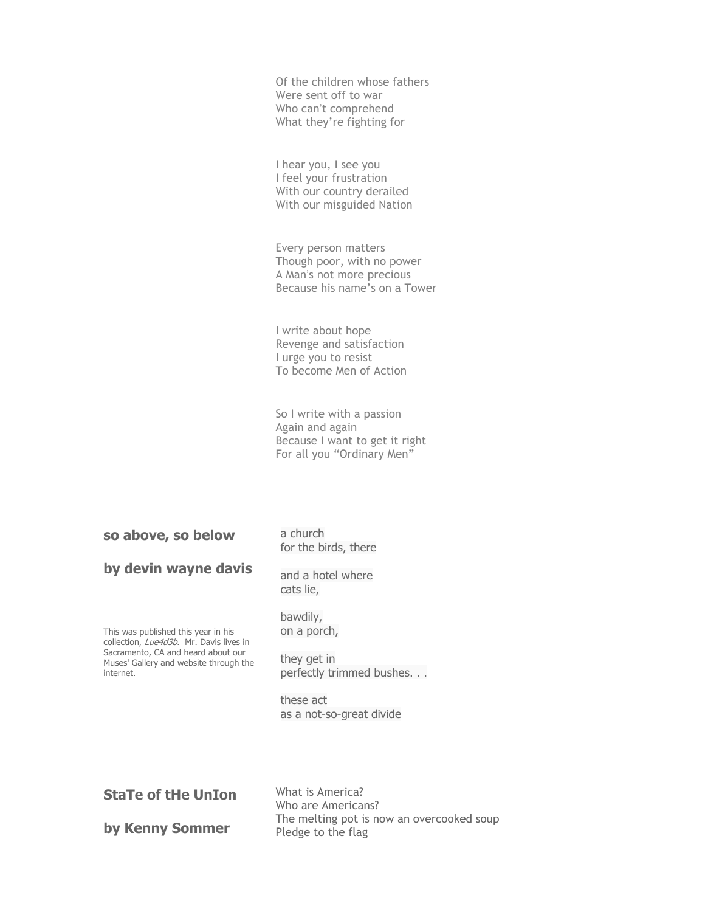Of the children whose fathers
Were sent off to war
Who can't comprehend
What they're fighting for

I hear you, I see you
I feel your frustration
With our country derailed
With our misguided Nation

Every person matters
Though poor, with no power
A Man's not more precious
Because his name's on a Tower

I write about hope
Revenge and satisfaction
I urge you to resist
To become Men of Action

So I write with a passion
Again and again
Because I want to get it right
For all you "Ordinary Men"

## so above, so below

## by devin wayne davis

This was published this year in his collection, *Lue4d3b*. Mr. Davis lives in Sacramento, CA and heard about our Muses' Gallery and website through the internet.

a church
for the birds, there

and a hotel where
cats lie,

bawdily,
on a porch,

they get in
perfectly trimmed bushes. . .

these act
as a not-so-great divide

## StaTe of tHe UnIon

## by Kenny Sommer

What is America?
Who are Americans?
The melting pot is now an overcooked soup
Pledge to the flag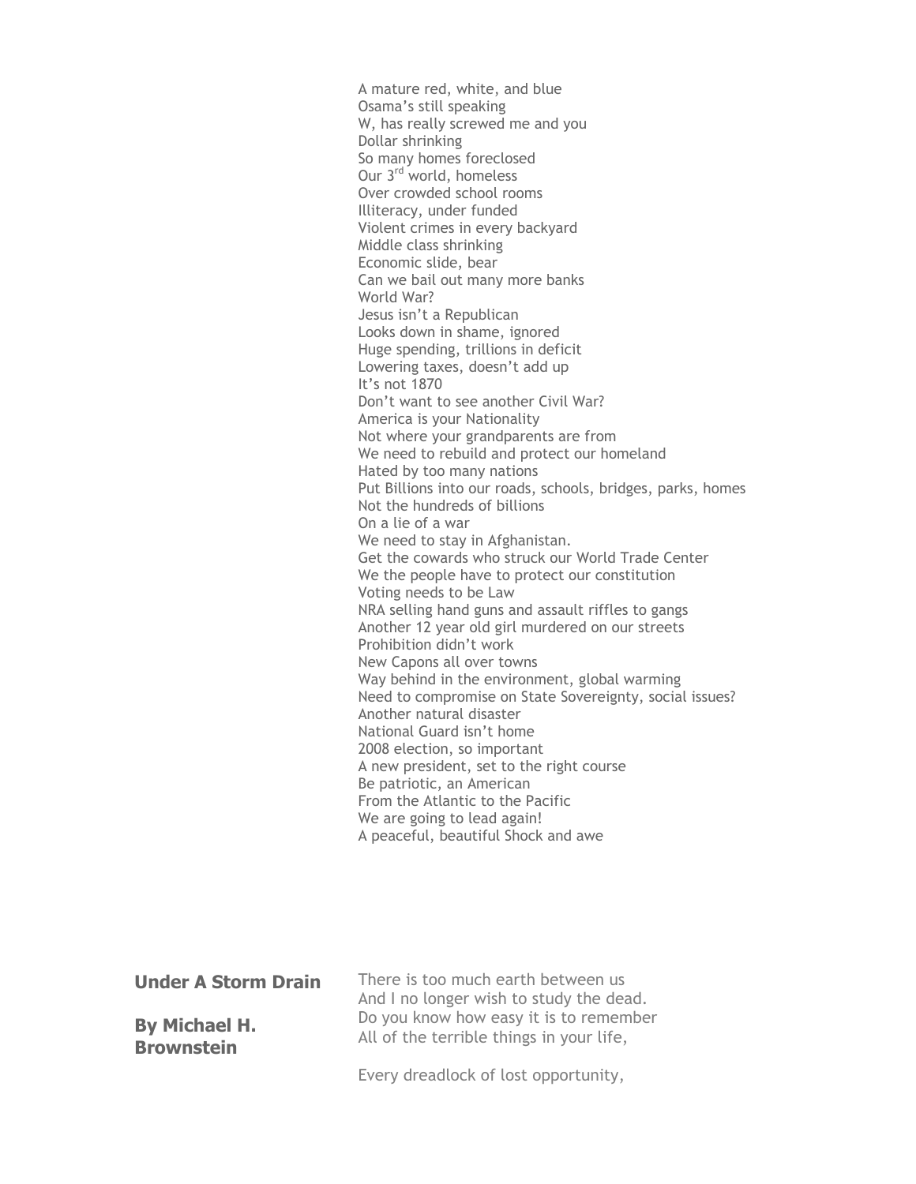A mature red, white, and blue  
Osama's still speaking  
W, has really screwed me and you  
Dollar shrinking  
So many homes foreclosed  
Our 3rd world, homeless  
Over crowded school rooms  
Illiteracy, under funded  
Violent crimes in every backyard  
Middle class shrinking  
Economic slide, bear  
Can we bail out many more banks  
World War?  
Jesus isn't a Republican  
Looks down in shame, ignored  
Huge spending, trillions in deficit  
Lowering taxes, doesn't add up  
It's not 1870  
Don't want to see another Civil War?  
America is your Nationality  
Not where your grandparents are from  
We need to rebuild and protect our homeland  
Hated by too many nations  
Put Billions into our roads, schools, bridges, parks, homes  
Not the hundreds of billions  
On a lie of a war  
We need to stay in Afghanistan.  
Get the cowards who struck our World Trade Center  
We the people have to protect our constitution  
Voting needs to be Law  
NRA selling hand guns and assault riffles to gangs  
Another 12 year old girl murdered on our streets  
Prohibition didn't work  
New Capons all over towns  
Way behind in the environment, global warming  
Need to compromise on State Sovereignty, social issues?  
Another natural disaster  
National Guard isn't home  
2008 election, so important  
A new president, set to the right course  
Be patriotic, an American  
From the Atlantic to the Pacific  
We are going to lead again!  
A peaceful, beautiful Shock and awe

## Under A Storm Drain

**By Michael H. Brownstein**

There is too much earth between us  
And I no longer wish to study the dead.  
Do you know how easy it is to remember  
All of the terrible things in your life,

Every dreadlock of lost opportunity,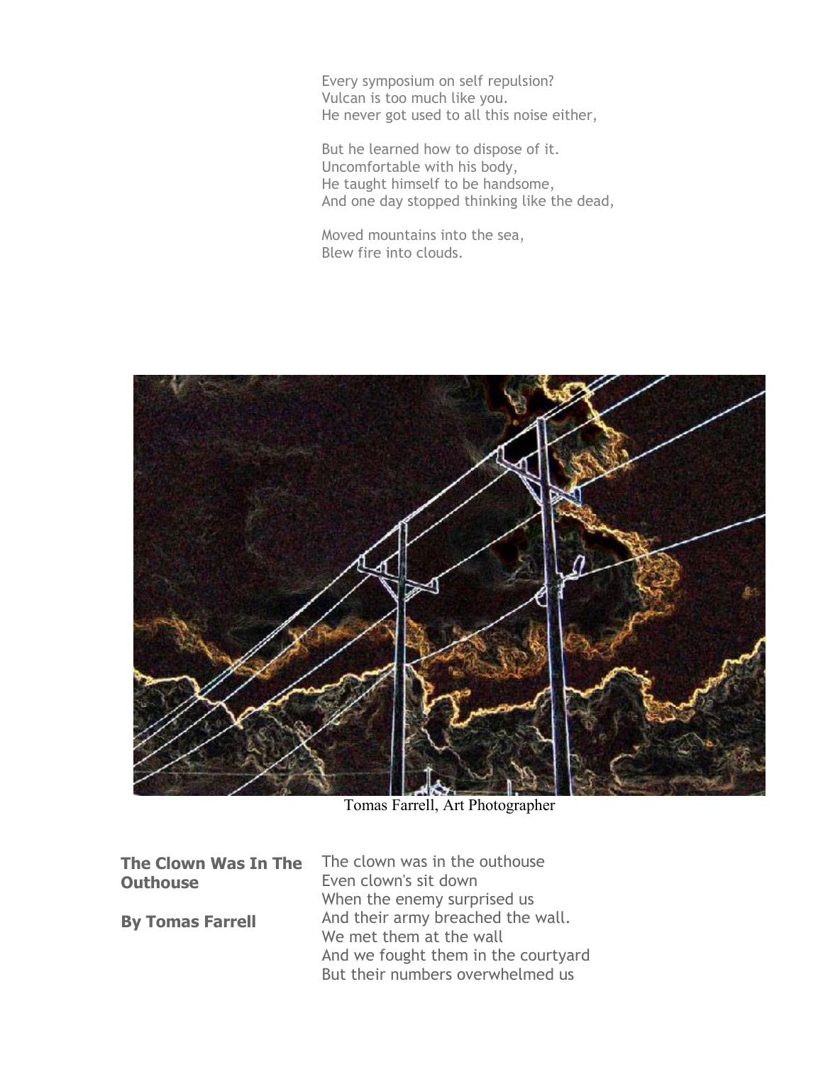Every symposium on self repulsion?
Vulcan is too much like you.
He never got used to all this noise either,

But he learned how to dispose of it.
Uncomfortable with his body,
He taught himself to be handsome,
And one day stopped thinking like the dead,

Moved mountains into the sea,
Blew fire into clouds.

Tomas Farrell, Art Photographer

**The Clown Was In The Outhouse**

**By Tomas Farrell**

The clown was in the outhouse
Even clown's sit down
When the enemy surprised us
And their army breached the wall.
We met them at the wall
And we fought them in the courtyard
But their numbers overwhelmed us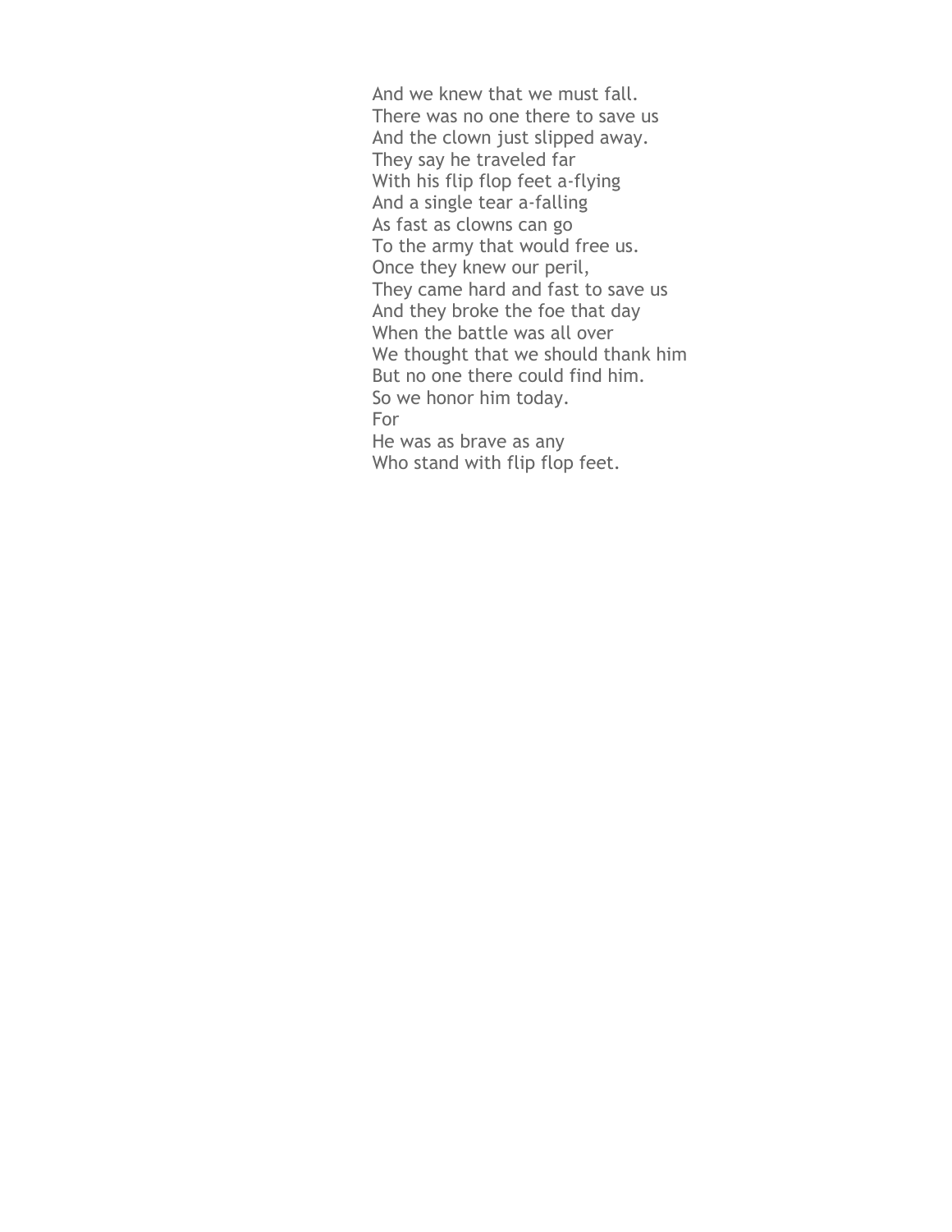And we knew that we must fall.  
There was no one there to save us  
And the clown just slipped away.  
They say he traveled far  
With his flip flop feet a-flying  
And a single tear a-falling  
As fast as clowns can go  
To the army that would free us.  
Once they knew our peril,  
They came hard and fast to save us  
And they broke the foe that day  
When the battle was all over  
We thought that we should thank him  
But no one there could find him.  
So we honor him today.  
For  
He was as brave as any  
Who stand with flip flop feet.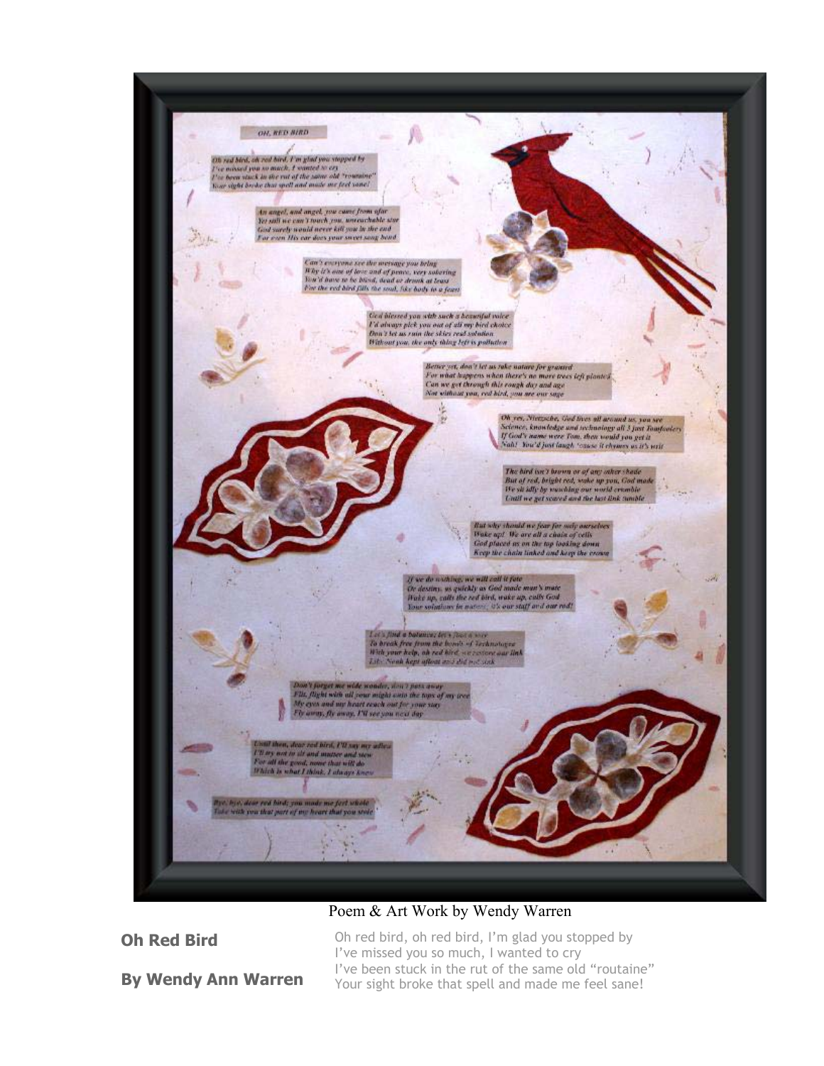Poem & Art Work by Wendy Warren

**Oh Red Bird**

**By Wendy Ann Warren**

Oh red bird, oh red bird, I'm glad you stopped by
I've missed you so much, I wanted to cry
I've been stuck in the rut of the same old "routaine"
Your sight broke that spell and made me feel sane!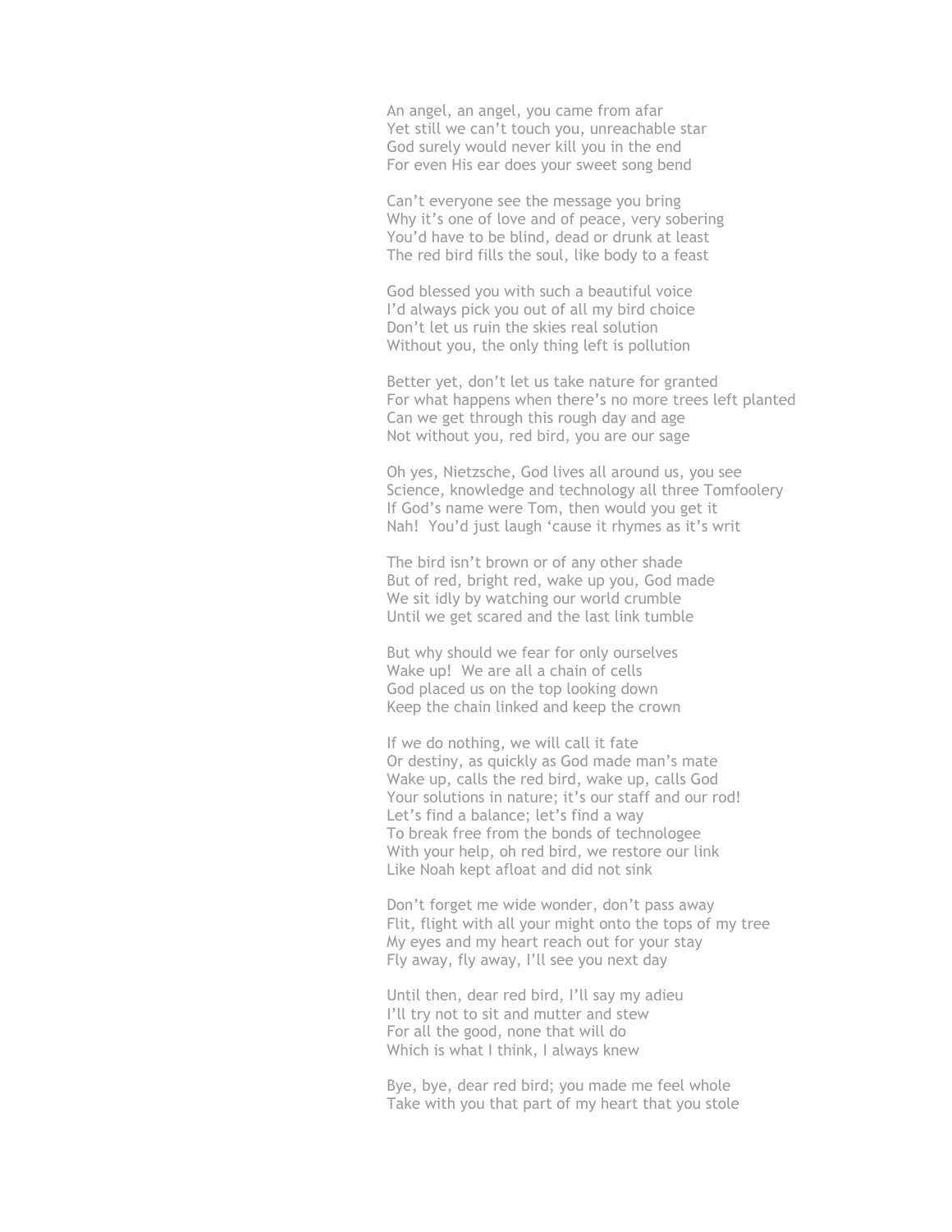An angel, an angel, you came from afar  
Yet still we can’t touch you, unreachable star  
God surely would never kill you in the end  
For even His ear does your sweet song bend

Can’t everyone see the message you bring  
Why it’s one of love and of peace, very sobering  
You’d have to be blind, dead or drunk at least  
The red bird fills the soul, like body to a feast

God blessed you with such a beautiful voice  
I’d always pick you out of all my bird choice  
Don’t let us ruin the skies real solution  
Without you, the only thing left is pollution

Better yet, don’t let us take nature for granted  
For what happens when there’s no more trees left planted  
Can we get through this rough day and age  
Not without you, red bird, you are our sage

Oh yes, Nietzsche, God lives all around us, you see  
Science, knowledge and technology all three Tomfoolery  
If God’s name were Tom, then would you get it  
Nah!  You’d just laugh ‘cause it rhymes as it’s writ

The bird isn’t brown or of any other shade  
But of red, bright red, wake up you, God made  
We sit idly by watching our world crumble  
Until we get scared and the last link tumble

But why should we fear for only ourselves  
Wake up!  We are all a chain of cells  
God placed us on the top looking down  
Keep the chain linked and keep the crown

If we do nothing, we will call it fate  
Or destiny, as quickly as God made man’s mate  
Wake up, calls the red bird, wake up, calls God  
Your solutions in nature; it’s our staff and our rod!  
Let’s find a balance; let’s find a way  
To break free from the bonds of technologee  
With your help, oh red bird, we restore our link  
Like Noah kept afloat and did not sink

Don’t forget me wide wonder, don’t pass away  
Flit, flight with all your might onto the tops of my tree  
My eyes and my heart reach out for your stay  
Fly away, fly away, I’ll see you next day

Until then, dear red bird, I’ll say my adieu  
I’ll try not to sit and mutter and stew  
For all the good, none that will do  
Which is what I think, I always knew

Bye, bye, dear red bird; you made me feel whole  
Take with you that part of my heart that you stole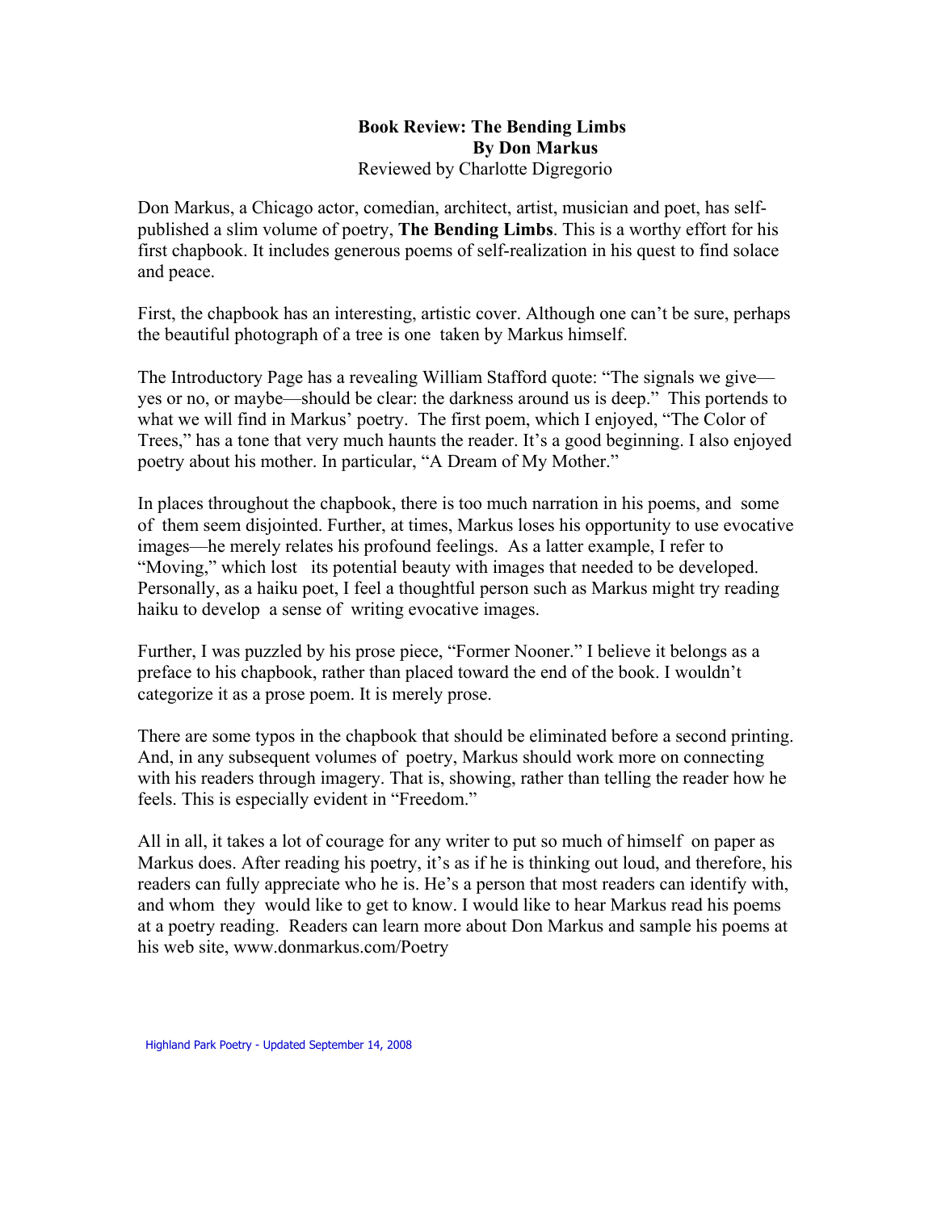**Book Review: The Bending Limbs**
**By Don Markus**
Reviewed by Charlotte Digregorio

Don Markus, a Chicago actor, comedian, architect, artist, musician and poet, has self-published a slim volume of poetry, **The Bending Limbs**. This is a worthy effort for his first chapbook. It includes generous poems of self-realization in his quest to find solace and peace.

First, the chapbook has an interesting, artistic cover. Although one can't be sure, perhaps the beautiful photograph of a tree is one taken by Markus himself.

The Introductory Page has a revealing William Stafford quote: "The signals we give—yes or no, or maybe—should be clear: the darkness around us is deep." This portends to what we will find in Markus' poetry. The first poem, which I enjoyed, "The Color of Trees," has a tone that very much haunts the reader. It's a good beginning. I also enjoyed poetry about his mother. In particular, "A Dream of My Mother."

In places throughout the chapbook, there is too much narration in his poems, and some of them seem disjointed. Further, at times, Markus loses his opportunity to use evocative images—he merely relates his profound feelings. As a latter example, I refer to "Moving," which lost its potential beauty with images that needed to be developed. Personally, as a haiku poet, I feel a thoughtful person such as Markus might try reading haiku to develop a sense of writing evocative images.

Further, I was puzzled by his prose piece, "Former Nooner." I believe it belongs as a preface to his chapbook, rather than placed toward the end of the book. I wouldn't categorize it as a prose poem. It is merely prose.

There are some typos in the chapbook that should be eliminated before a second printing. And, in any subsequent volumes of poetry, Markus should work more on connecting with his readers through imagery. That is, showing, rather than telling the reader how he feels. This is especially evident in "Freedom."

All in all, it takes a lot of courage for any writer to put so much of himself on paper as Markus does. After reading his poetry, it's as if he is thinking out loud, and therefore, his readers can fully appreciate who he is. He's a person that most readers can identify with, and whom they would like to get to know. I would like to hear Markus read his poems at a poetry reading. Readers can learn more about Don Markus and sample his poems at his web site, www.donmarkus.com/Poetry